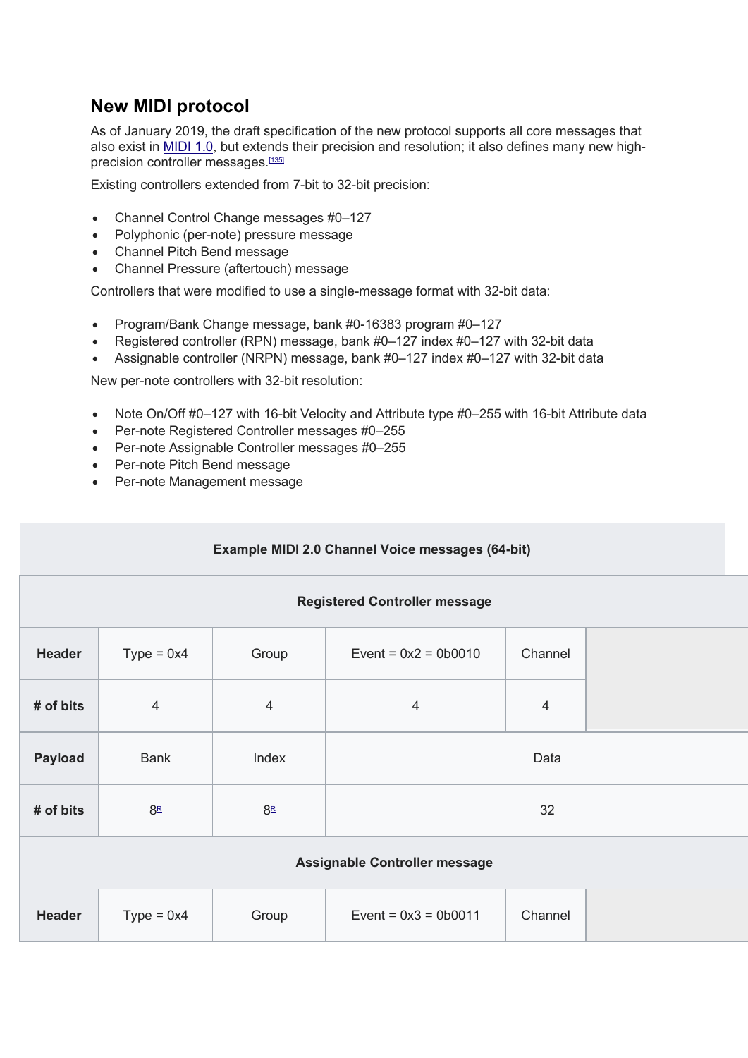## New MIDI protocol

As of January 2019, the draft specification of the new protocol supports all core messages that also exist in MIDI 1.0, but extends their precision and resolution; it also defines many new high-precision controller messages.[135]

Existing controllers extended from 7-bit to 32-bit precision:

- Channel Control Change messages #0–127
- Polyphonic (per-note) pressure message
- Channel Pitch Bend message
- Channel Pressure (aftertouch) message

Controllers that were modified to use a single-message format with 32-bit data:

- Program/Bank Change message, bank #0-16383 program #0–127
- Registered controller (RPN) message, bank #0–127 index #0–127 with 32-bit data
- Assignable controller (NRPN) message, bank #0–127 index #0–127 with 32-bit data

New per-note controllers with 32-bit resolution:

- Note On/Off #0–127 with 16-bit Velocity and Attribute type #0–255 with 16-bit Attribute data
- Per-note Registered Controller messages #0–255
- Per-note Assignable Controller messages #0–255
- Per-note Pitch Bend message
- Per-note Management message

**Example MIDI 2.0 Channel Voice messages (64-bit)**

| | | | | | |
|---|---|---|---|---|---|
| **Registered Controller message** | | | | | |
| **Header** | Type = 0x4 | Group | Event = 0x2 = 0b0010 | Channel | |
| **# of bits** | 4 | 4 | 4 | 4 | |
| **Payload** | Bank | Index | Data | | |
| **# of bits** | 8[R] | 8[R] | 32 | | |
| **Assignable Controller message** | | | | | |
| **Header** | Type = 0x4 | Group | Event = 0x3 = 0b0011 | Channel | |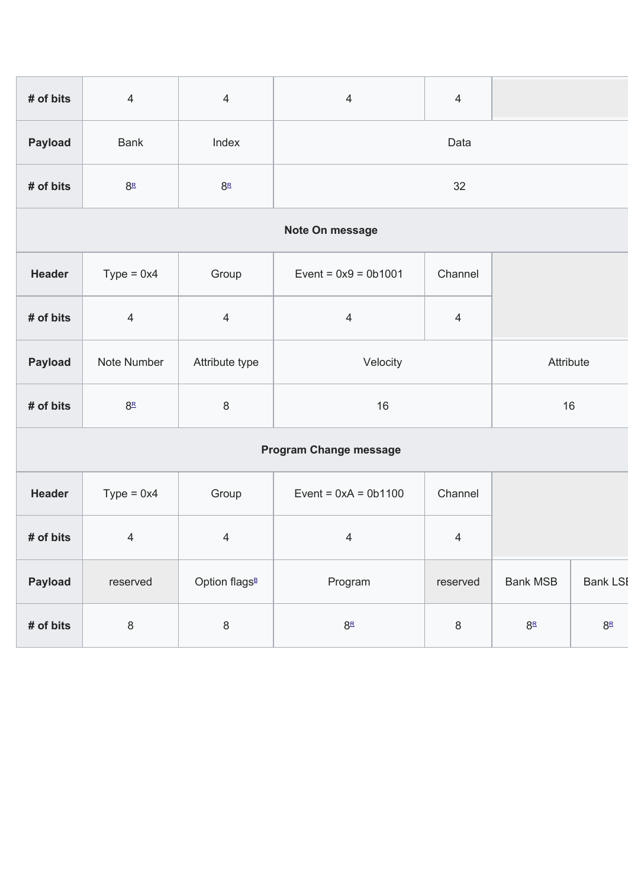| | | | | | | |
|---|---|---|---|---|---|---|
| **# of bits** | 4 | 4 | 4 | 4 | | |
| **Payload** | Bank | Index | Data | | | |
| **# of bits** | 8[R] | 8[R] | 32 | | | |
| **Note On message** | | | | | | |
| **Header** | Type = 0x4 | Group | Event = 0x9 = 0b1001 | Channel | | |
| **# of bits** | 4 | 4 | 4 | 4 | | |
| **Payload** | Note Number | Attribute type | Velocity | | Attribute | |
| **# of bits** | 8[R] | 8 | 16 | | 16 | |
| **Program Change message** | | | | | | |
| **Header** | Type = 0x4 | Group | Event = 0xA = 0b1100 | Channel | | |
| **# of bits** | 4 | 4 | 4 | 4 | | |
| **Payload** | reserved | Option flags[B] | Program | reserved | Bank MSB | Bank LSB |
| **# of bits** | 8 | 8 | 8[R] | 8 | 8[R] | 8[R] |